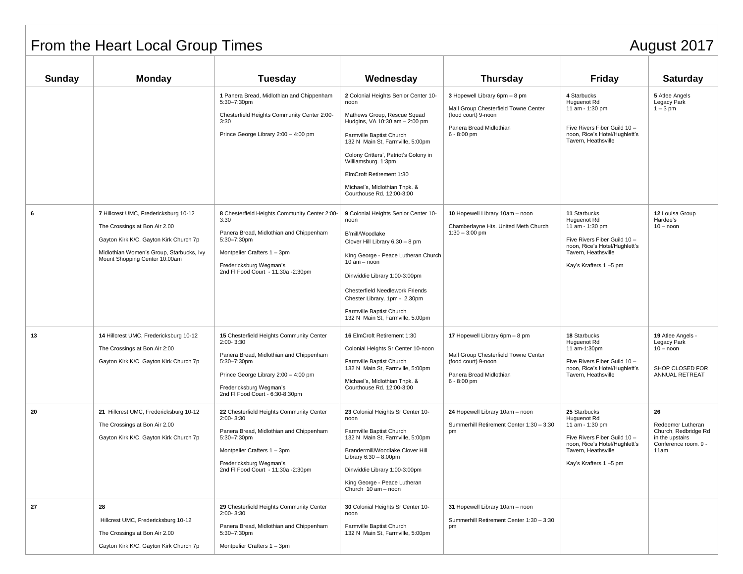# From the Heart Local Group Times

## August 2017

| Sunday | Monday | Tuesday | Wednesday | Thursday | Friday | Saturday |
|---|---|---|---|---|---|---|
| | | **1** Panera Bread, Midlothian and Chippenham 5:30–7:30pm<br><br>Chesterfield Heights Community Center 2:00-3:30<br><br>Prince George Library 2:00 – 4:00 pm | **2** Colonial Heights Senior Center 10-noon<br><br>Mathews Group, Rescue Squad Hudgins, VA 10:30 am – 2:00 pm<br><br>Farmville Baptist Church 132 N Main St, Farmville, 5:00pm<br><br>Colony Critters', Patriot's Colony in Williamsburg. 1:3pm<br><br>ElmCroft Retirement 1:30<br><br>Michael's, Midlothian Tnpk. & Courthouse Rd. 12:00-3:00 | **3** Hopewell Library 6pm – 8 pm<br><br>Mall Group Chesterfield Towne Center (food court) 9-noon<br><br>Panera Bread Midlothian 6 - 8:00 pm | **4** Starbucks Huguenot Rd 11 am - 1:30 pm<br><br>Five Rivers Fiber Guild 10 – noon, Rice's Hotel/Hughlett's Tavern, Heathsville | **5** Atlee Angels Legacy Park 1 – 3 pm |
| **6** | **7** Hillcrest UMC, Fredericksburg 10-12<br><br>The Crossings at Bon Air 2.00<br><br>Gayton Kirk K/C. Gayton Kirk Church 7p<br><br>Midlothian Women's Group, Starbucks, Ivy Mount Shopping Center 10:00am | **8** Chesterfield Heights Community Center 2:00-3:30<br><br>Panera Bread, Midlothian and Chippenham 5:30–7:30pm<br><br>Montpelier Crafters 1 – 3pm<br><br>Fredericksburg Wegman's 2nd Fl Food Court - 11:30a -2:30pm | **9** Colonial Heights Senior Center 10-noon<br><br>B'mill/Woodlake Clover Hill Library 6.30 – 8 pm<br><br>King George - Peace Lutheran Church 10 am – noon<br><br>Dinwiddie Library 1:00-3:00pm<br><br>Chesterfield Needlework Friends Chester Library. 1pm - 2.30pm<br><br>Farmville Baptist Church 132 N Main St, Farmville, 5:00pm | **10** Hopewell Library 10am – noon<br><br>Chamberlayne Hts. United Meth Church 1:30 – 3:00 pm | **11** Starbucks Huguenot Rd 11 am - 1:30 pm<br><br>Five Rivers Fiber Guild 10 – noon, Rice's Hotel/Hughlett's Tavern, Heathsville<br><br>Kay's Krafters 1 –5 pm | **12** Louisa Group Hardee's 10 – noon |
| **13** | **14** Hillcrest UMC, Fredericksburg 10-12<br><br>The Crossings at Bon Air 2:00<br><br>Gayton Kirk K/C. Gayton Kirk Church 7p | **15** Chesterfield Heights Community Center 2:00- 3:30<br><br>Panera Bread, Midlothian and Chippenham 5:30–7:30pm<br><br>Prince George Library 2:00 – 4:00 pm<br><br>Fredericksburg Wegman's 2nd Fl Food Court - 6:30-8:30pm | **16** ElmCroft Retirement 1:30<br><br>Colonial Heights Sr Center 10-noon<br><br>Farmville Baptist Church 132 N Main St, Farmville, 5:00pm<br><br>Michael's, Midlothian Tnpk. & Courthouse Rd. 12:00-3:00 | **17** Hopewell Library 6pm – 8 pm<br><br>Mall Group Chesterfield Towne Center (food court) 9-noon<br><br>Panera Bread Midlothian 6 - 8:00 pm | **18** Starbucks Huguenot Rd 11 am-1:30pm<br><br>Five Rivers Fiber Guild 10 – noon, Rice's Hotel/Hughlett's Tavern, Heathsville | **19** Atlee Angels - Legacy Park 10 – noon<br><br>SHOP CLOSED FOR ANNUAL RETREAT |
| **20** | **21** Hillcrest UMC, Fredericksburg 10-12<br><br>The Crossings at Bon Air 2.00<br><br>Gayton Kirk K/C. Gayton Kirk Church 7p | **22** Chesterfield Heights Community Center 2:00- 3:30<br><br>Panera Bread, Midlothian and Chippenham 5:30–7:30pm<br><br>Montpelier Crafters 1 – 3pm<br><br>Fredericksburg Wegman's 2nd Fl Food Court - 11:30a -2:30pm | **23** Colonial Heights Sr Center 10-noon<br><br>Farmville Baptist Church 132 N Main St, Farmville, 5:00pm<br><br>Brandermill/Woodlake,Clover Hill Library 6:30 – 8:00pm<br><br>Dinwiddie Library 1:00-3:00pm<br><br>King George - Peace Lutheran Church 10 am – noon | **24** Hopewell Library 10am – noon<br><br>Summerhill Retirement Center 1:30 – 3:30 pm | **25** Starbucks Huguenot Rd 11 am - 1:30 pm<br><br>Five Rivers Fiber Guild 10 – noon, Rice's Hotel/Hughlett's Tavern, Heathsville<br><br>Kay's Krafters 1 –5 pm | **26**<br><br>Redeemer Lutheran Church, Redbridge Rd in the upstairs Conference room. 9 - 11am |
| **27** | **28**<br><br>Hillcrest UMC, Fredericksburg 10-12<br><br>The Crossings at Bon Air 2.00<br><br>Gayton Kirk K/C. Gayton Kirk Church 7p | **29** Chesterfield Heights Community Center 2:00- 3:30<br><br>Panera Bread, Midlothian and Chippenham 5:30–7:30pm<br><br>Montpelier Crafters 1 – 3pm | **30** Colonial Heights Sr Center 10-noon<br><br>Farmville Baptist Church 132 N Main St, Farmville, 5:00pm | **31** Hopewell Library 10am – noon<br><br>Summerhill Retirement Center 1:30 – 3:30 pm | | |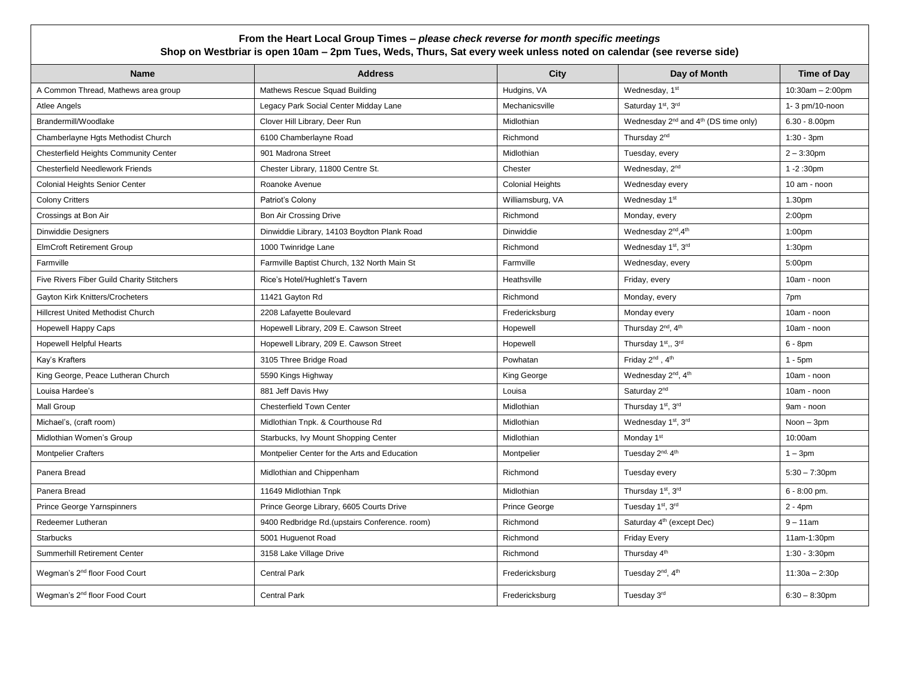**From the Heart Local Group Times –** ***please check reverse for month specific meetings***
**Shop on Westbriar is open 10am – 2pm Tues, Weds, Thurs, Sat every week unless noted on calendar (see reverse side)**

| Name | Address | City | Day of Month | Time of Day |
|---|---|---|---|---|
| A Common Thread, Mathews area group | Mathews Rescue Squad Building | Hudgins, VA | Wednesday, 1st | 10:30am – 2:00pm |
| Atlee Angels | Legacy Park Social Center Midday Lane | Mechanicsville | Saturday 1st, 3rd | 1- 3 pm/10-noon |
| Brandermill/Woodlake | Clover Hill Library, Deer Run | Midlothian | Wednesday 2nd and 4th (DS time only) | 6.30 - 8.00pm |
| Chamberlayne Hgts Methodist Church | 6100 Chamberlayne Road | Richmond | Thursday 2nd | 1:30 - 3pm |
| Chesterfield Heights Community Center | 901 Madrona Street | Midlothian | Tuesday, every | 2 – 3:30pm |
| Chesterfield Needlework Friends | Chester Library, 11800 Centre St. | Chester | Wednesday, 2nd | 1 -2 :30pm |
| Colonial Heights Senior Center | Roanoke Avenue | Colonial Heights | Wednesday every | 10 am - noon |
| Colony Critters | Patriot's Colony | Williamsburg, VA | Wednesday 1st | 1.30pm |
| Crossings at Bon Air | Bon Air Crossing Drive | Richmond | Monday, every | 2:00pm |
| Dinwiddie Designers | Dinwiddie Library, 14103 Boydton Plank Road | Dinwiddie | Wednesday 2nd,4th | 1:00pm |
| ElmCroft Retirement Group | 1000 Twinridge Lane | Richmond | Wednesday 1st, 3rd | 1:30pm |
| Farmville | Farmville Baptist Church, 132 North Main St | Farmville | Wednesday, every | 5:00pm |
| Five Rivers Fiber Guild Charity Stitchers | Rice's Hotel/Hughlett's Tavern | Heathsville | Friday, every | 10am - noon |
| Gayton Kirk Knitters/Crocheters | 11421 Gayton Rd | Richmond | Monday, every | 7pm |
| Hillcrest United Methodist Church | 2208 Lafayette Boulevard | Fredericksburg | Monday every | 10am - noon |
| Hopewell Happy Caps | Hopewell Library, 209 E. Cawson Street | Hopewell | Thursday 2nd, 4th | 10am - noon |
| Hopewell Helpful Hearts | Hopewell Library, 209 E. Cawson Street | Hopewell | Thursday 1st,, 3rd | 6 - 8pm |
| Kay's Krafters | 3105 Three Bridge Road | Powhatan | Friday 2nd , 4th | 1 - 5pm |
| King George, Peace Lutheran Church | 5590 Kings Highway | King George | Wednesday 2nd, 4th | 10am - noon |
| Louisa Hardee's | 881 Jeff Davis Hwy | Louisa | Saturday 2nd | 10am - noon |
| Mall Group | Chesterfield Town Center | Midlothian | Thursday 1st, 3rd | 9am - noon |
| Michael's, (craft room) | Midlothian Tnpk. & Courthouse Rd | Midlothian | Wednesday 1st, 3rd | Noon – 3pm |
| Midlothian Women's Group | Starbucks, Ivy Mount Shopping Center | Midlothian | Monday 1st | 10:00am |
| Montpelier Crafters | Montpelier Center for the Arts and Education | Montpelier | Tuesday 2nd, 4th | 1 – 3pm |
| Panera Bread | Midlothian and Chippenham | Richmond | Tuesday every | 5:30 – 7:30pm |
| Panera Bread | 11649 Midlothian Tnpk | Midlothian | Thursday 1st, 3rd | 6 - 8:00 pm. |
| Prince George Yarnspinners | Prince George Library, 6605 Courts Drive | Prince George | Tuesday 1st, 3rd | 2 - 4pm |
| Redeemer Lutheran | 9400 Redbridge Rd.(upstairs Conference. room) | Richmond | Saturday 4th (except Dec) | 9 – 11am |
| Starbucks | 5001 Huguenot Road | Richmond | Friday Every | 11am-1:30pm |
| Summerhill Retirement Center | 3158 Lake Village Drive | Richmond | Thursday 4th | 1:30 - 3:30pm |
| Wegman's 2nd floor Food Court | Central Park | Fredericksburg | Tuesday 2nd, 4th | 11:30a – 2:30p |
| Wegman's 2nd floor Food Court | Central Park | Fredericksburg | Tuesday 3rd | 6:30 – 8:30pm |